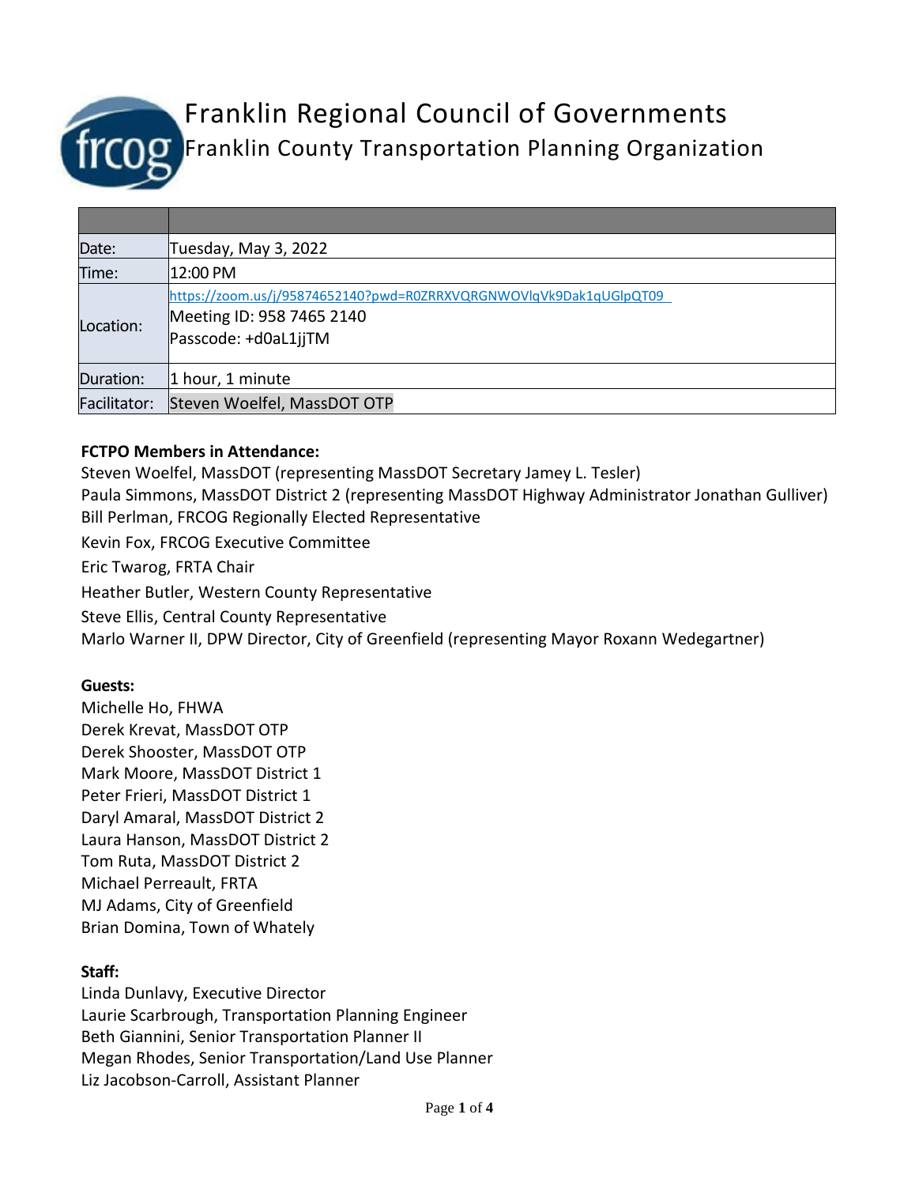# Franklin Regional Council of Governments

## Franklin County Transportation Planning Organization

| | |
|---|---|
| Date: | Tuesday, May 3, 2022 |
| Time: | 12:00 PM |
| Location: | https://zoom.us/j/95874652140?pwd=R0ZRRXVQRGNWOVlqVk9Dak1qUGlpQT09 <br> Meeting ID: 958 7465 2140 <br> Passcode: +d0aL1jjTM |
| Duration: | 1 hour, 1 minute |
| Facilitator: | Steven Woelfel, MassDOT OTP |

**FCTPO Members in Attendance:**

Steven Woelfel, MassDOT (representing MassDOT Secretary Jamey L. Tesler)
Paula Simmons, MassDOT District 2 (representing MassDOT Highway Administrator Jonathan Gulliver)
Bill Perlman, FRCOG Regionally Elected Representative
Kevin Fox, FRCOG Executive Committee
Eric Twarog, FRTA Chair
Heather Butler, Western County Representative
Steve Ellis, Central County Representative
Marlo Warner II, DPW Director, City of Greenfield (representing Mayor Roxann Wedegartner)

**Guests:**

Michelle Ho, FHWA
Derek Krevat, MassDOT OTP
Derek Shooster, MassDOT OTP
Mark Moore, MassDOT District 1
Peter Frieri, MassDOT District 1
Daryl Amaral, MassDOT District 2
Laura Hanson, MassDOT District 2
Tom Ruta, MassDOT District 2
Michael Perreault, FRTA
MJ Adams, City of Greenfield
Brian Domina, Town of Whately

**Staff:**

Linda Dunlavy, Executive Director
Laurie Scarbrough, Transportation Planning Engineer
Beth Giannini, Senior Transportation Planner II
Megan Rhodes, Senior Transportation/Land Use Planner
Liz Jacobson-Carroll, Assistant Planner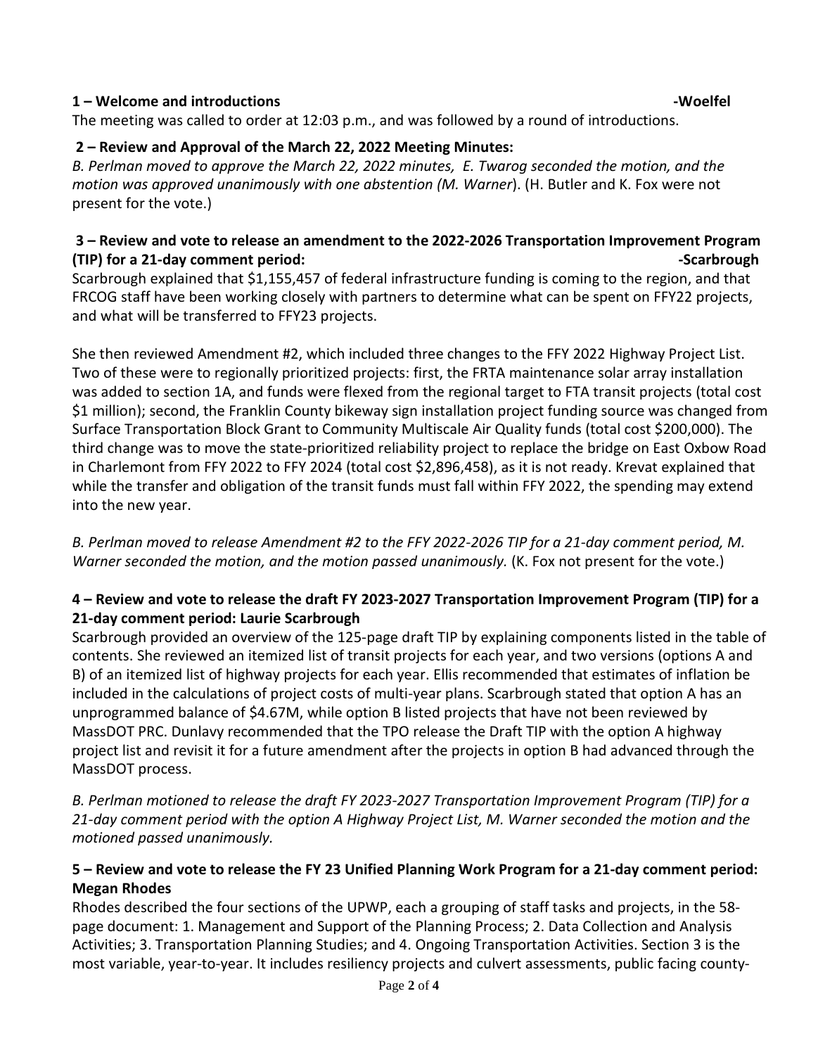**1 – Welcome and introductions -Woelfel**

The meeting was called to order at 12:03 p.m., and was followed by a round of introductions.

**2 – Review and Approval of the March 22, 2022 Meeting Minutes:**

*B. Perlman moved to approve the March 22, 2022 minutes, E. Twarog seconded the motion, and the motion was approved unanimously with one abstention (M. Warner*). (H. Butler and K. Fox were not present for the vote.)

**3 – Review and vote to release an amendment to the 2022-2026 Transportation Improvement Program (TIP) for a 21-day comment period: -Scarbrough**

Scarbrough explained that $1,155,457 of federal infrastructure funding is coming to the region, and that FRCOG staff have been working closely with partners to determine what can be spent on FFY22 projects, and what will be transferred to FFY23 projects.

She then reviewed Amendment #2, which included three changes to the FFY 2022 Highway Project List. Two of these were to regionally prioritized projects: first, the FRTA maintenance solar array installation was added to section 1A, and funds were flexed from the regional target to FTA transit projects (total cost $1 million); second, the Franklin County bikeway sign installation project funding source was changed from Surface Transportation Block Grant to Community Multiscale Air Quality funds (total cost $200,000). The third change was to move the state-prioritized reliability project to replace the bridge on East Oxbow Road in Charlemont from FFY 2022 to FFY 2024 (total cost $2,896,458), as it is not ready. Krevat explained that while the transfer and obligation of the transit funds must fall within FFY 2022, the spending may extend into the new year.

*B. Perlman moved to release Amendment #2 to the FFY 2022-2026 TIP for a 21-day comment period, M. Warner seconded the motion, and the motion passed unanimously.* (K. Fox not present for the vote.)

**4 – Review and vote to release the draft FY 2023-2027 Transportation Improvement Program (TIP) for a 21-day comment period: Laurie Scarbrough**

Scarbrough provided an overview of the 125-page draft TIP by explaining components listed in the table of contents. She reviewed an itemized list of transit projects for each year, and two versions (options A and B) of an itemized list of highway projects for each year. Ellis recommended that estimates of inflation be included in the calculations of project costs of multi-year plans. Scarbrough stated that option A has an unprogrammed balance of $4.67M, while option B listed projects that have not been reviewed by MassDOT PRC. Dunlavy recommended that the TPO release the Draft TIP with the option A highway project list and revisit it for a future amendment after the projects in option B had advanced through the MassDOT process.

*B. Perlman motioned to release the draft FY 2023-2027 Transportation Improvement Program (TIP) for a 21-day comment period with the option A Highway Project List, M. Warner seconded the motion and the motioned passed unanimously.*

**5 – Review and vote to release the FY 23 Unified Planning Work Program for a 21-day comment period: Megan Rhodes**

Rhodes described the four sections of the UPWP, each a grouping of staff tasks and projects, in the 58-page document: 1. Management and Support of the Planning Process; 2. Data Collection and Analysis Activities; 3. Transportation Planning Studies; and 4. Ongoing Transportation Activities. Section 3 is the most variable, year-to-year. It includes resiliency projects and culvert assessments, public facing county-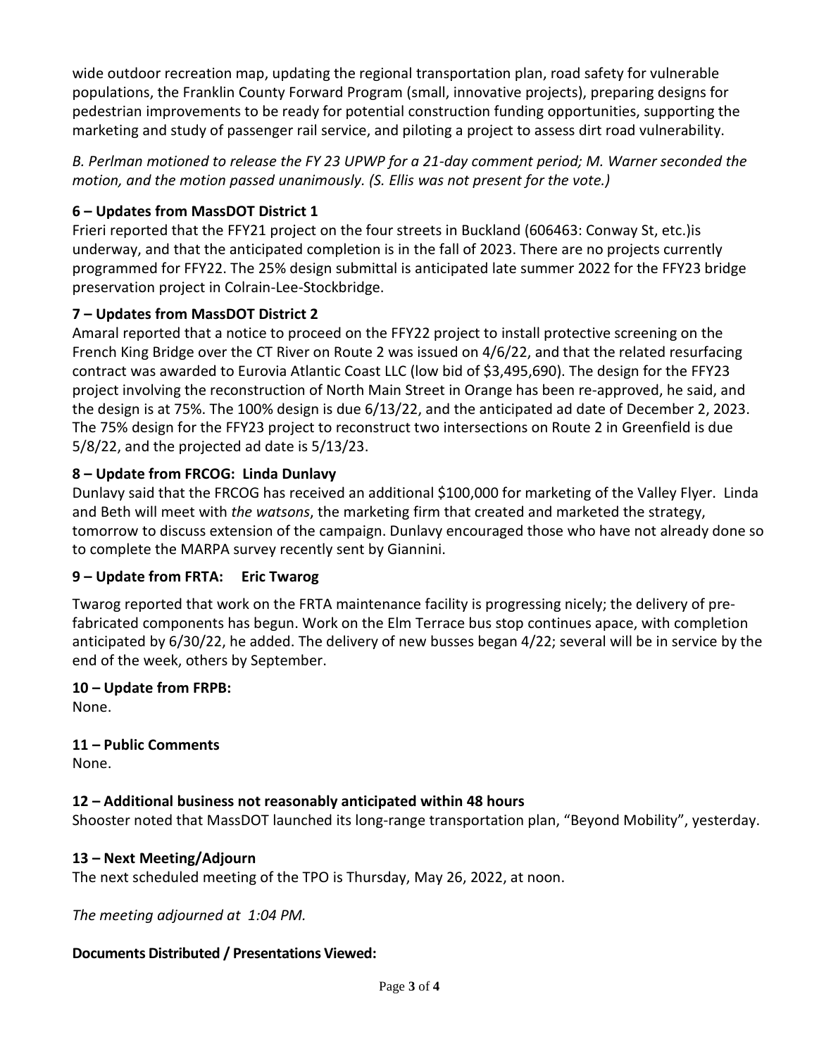wide outdoor recreation map, updating the regional transportation plan, road safety for vulnerable populations, the Franklin County Forward Program (small, innovative projects), preparing designs for pedestrian improvements to be ready for potential construction funding opportunities, supporting the marketing and study of passenger rail service, and piloting a project to assess dirt road vulnerability.

*B. Perlman motioned to release the FY 23 UPWP for a 21-day comment period; M. Warner seconded the motion, and the motion passed unanimously. (S. Ellis was not present for the vote.)*

**6 – Updates from MassDOT District 1**

Frieri reported that the FFY21 project on the four streets in Buckland (606463: Conway St, etc.)is underway, and that the anticipated completion is in the fall of 2023. There are no projects currently programmed for FFY22. The 25% design submittal is anticipated late summer 2022 for the FFY23 bridge preservation project in Colrain-Lee-Stockbridge.

**7 – Updates from MassDOT District 2**

Amaral reported that a notice to proceed on the FFY22 project to install protective screening on the French King Bridge over the CT River on Route 2 was issued on 4/6/22, and that the related resurfacing contract was awarded to Eurovia Atlantic Coast LLC (low bid of $3,495,690). The design for the FFY23 project involving the reconstruction of North Main Street in Orange has been re-approved, he said, and the design is at 75%. The 100% design is due 6/13/22, and the anticipated ad date of December 2, 2023. The 75% design for the FFY23 project to reconstruct two intersections on Route 2 in Greenfield is due 5/8/22, and the projected ad date is 5/13/23.

**8 – Update from FRCOG: Linda Dunlavy**

Dunlavy said that the FRCOG has received an additional $100,000 for marketing of the Valley Flyer. Linda and Beth will meet with *the watsons*, the marketing firm that created and marketed the strategy, tomorrow to discuss extension of the campaign. Dunlavy encouraged those who have not already done so to complete the MARPA survey recently sent by Giannini.

**9 – Update from FRTA: Eric Twarog**

Twarog reported that work on the FRTA maintenance facility is progressing nicely; the delivery of pre-fabricated components has begun. Work on the Elm Terrace bus stop continues apace, with completion anticipated by 6/30/22, he added. The delivery of new busses began 4/22; several will be in service by the end of the week, others by September.

**10 – Update from FRPB:**

None.

**11 – Public Comments**

None.

**12 – Additional business not reasonably anticipated within 48 hours**

Shooster noted that MassDOT launched its long-range transportation plan, "Beyond Mobility", yesterday.

**13 – Next Meeting/Adjourn**

The next scheduled meeting of the TPO is Thursday, May 26, 2022, at noon.

*The meeting adjourned at 1:04 PM.*

**Documents Distributed / Presentations Viewed:**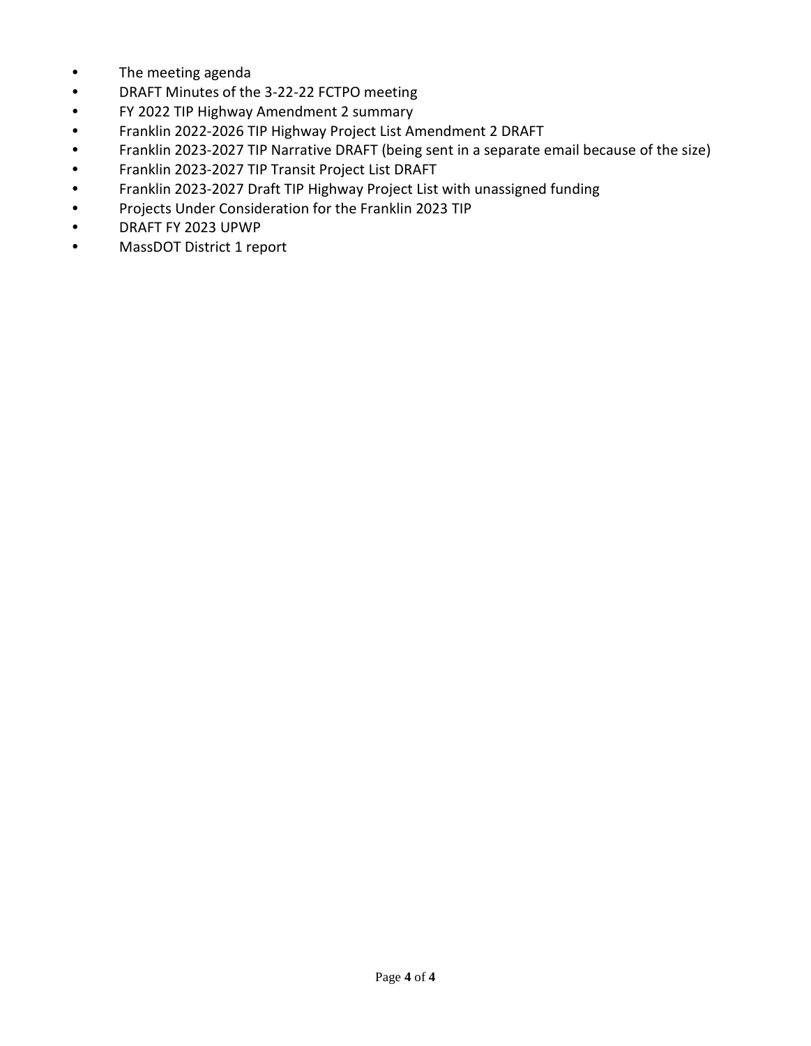- The meeting agenda
- DRAFT Minutes of the 3-22-22 FCTPO meeting
- FY 2022 TIP Highway Amendment 2 summary
- Franklin 2022-2026 TIP Highway Project List Amendment 2 DRAFT
- Franklin 2023-2027 TIP Narrative DRAFT (being sent in a separate email because of the size)
- Franklin 2023-2027 TIP Transit Project List DRAFT
- Franklin 2023-2027 Draft TIP Highway Project List with unassigned funding
- Projects Under Consideration for the Franklin 2023 TIP
- DRAFT FY 2023 UPWP
- MassDOT District 1 report